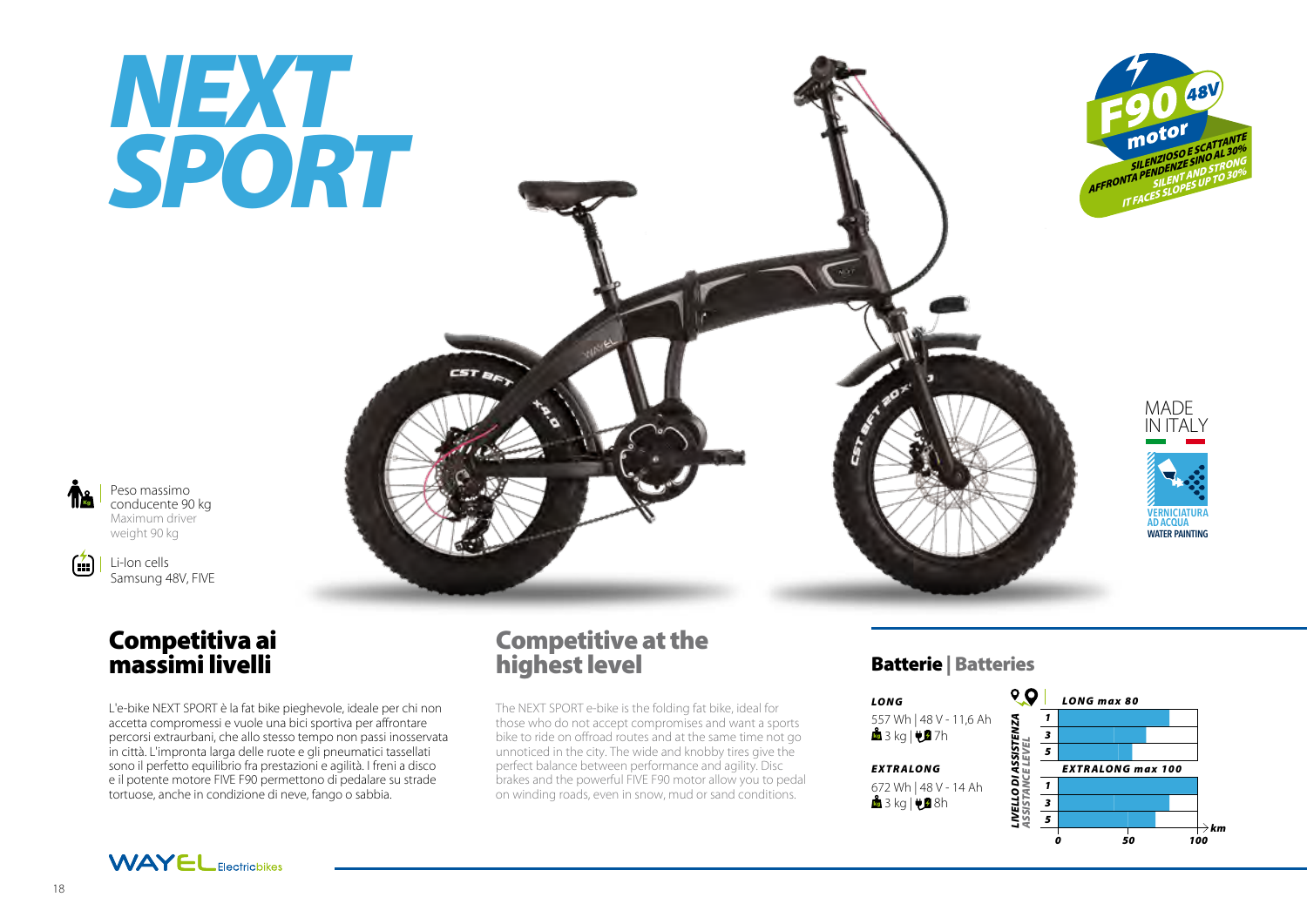# NEXT SPORT

F90 48V motor

SILENZIOSO E SCATTANTE AFFRONTA PENDENZE SINO AL 30%

SILENT AND STRONG IT FACES SLOPES UP TO 30%

MADE IN ITALY

VERNICIATURA AD ACQUA
WATER PAINTING

Peso massimo conducente 90 kg
Maximum driver weight 90 kg

Li-Ion cells
Samsung 48V, FIVE

## Competitiva ai massimi livelli

L'e-bike NEXT SPORT è la fat bike pieghevole, ideale per chi non accetta compromessi e vuole una bici sportiva per affrontare percorsi extraurbani, che allo stesso tempo non passi inosservata in città. L'impronta larga delle ruote e gli pneumatici tassellati sono il perfetto equilibrio fra prestazioni e agilità. I freni a disco e il potente motore FIVE F90 permettono di pedalare su strade tortuose, anche in condizione di neve, fango o sabbia.

## Competitive at the highest level

The NEXT SPORT e-bike is the folding fat bike, ideal for those who do not accept compromises and want a sports bike to ride on offroad routes and at the same time not go unnoticed in the city. The wide and knobby tires give the perfect balance between performance and agility. Disc brakes and the powerful FIVE F90 motor allow you to pedal on winding roads, even in snow, mud or sand conditions.

## Batterie | Batteries

***LONG***

557 Wh | 48 V - 11,6 Ah
3 kg | 7h

***EXTRALONG***

672 Wh | 48 V - 14 Ah
3 kg | 8h

LIVELLO DI ASSISTENZA / ASSISTANCE LEVEL

| | LONG max 80 |
|---|---|
| 1 | ~80 km |
| 3 | ~63 km |
| 5 | ~53 km |

| | EXTRALONG max 100 |
|---|---|
| 1 | ~100 km |
| 3 | ~80 km |
| 5 | ~69 km |

km: 0 – 50 – 100

WAYEL Electricbikes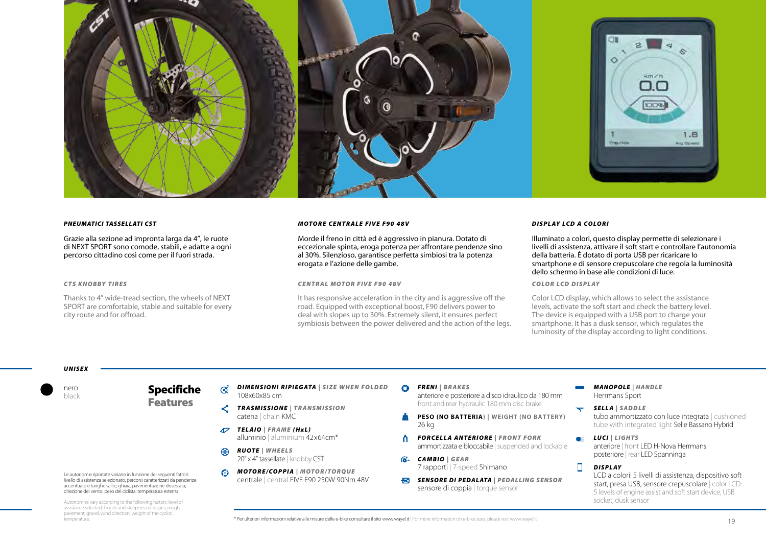###### *PNEUMATICI TASSELLATI CST*

Grazie alla sezione ad impronta larga da 4", le ruote di NEXT SPORT sono comode, stabili, e adatte a ogni percorso cittadino così come per il fuori strada.

###### *CTS KNOBBY TIRES*

Thanks to 4" wide-tread section, the wheels of NEXT SPORT are comfortable, stable and suitable for every city route and for offroad.

###### *MOTORE CENTRALE FIVE F90 48V*

Morde il freno in città ed è aggressivo in pianura. Dotato di eccezionale spinta, eroga potenza per affrontare pendenze sino al 30%. Silenzioso, garantisce perfetta simbiosi tra la potenza erogata e l'azione delle gambe.

###### *CENTRAL MOTOR FIVE F90 48V*

It has responsive acceleration in the city and is aggressive off the road. Equipped with exceptional boost, F90 delivers power to deal with slopes up to 30%. Extremely silent, it ensures perfect symbiosis between the power delivered and the action of the legs.

###### *DISPLAY LCD A COLORI*

Illuminato a colori, questo display permette di selezionare i livelli di assistenza, attivare il soft start e controllare l'autonomia della batteria. È dotato di porta USB per ricaricare lo smartphone e di sensore crepuscolare che regola la luminosità dello schermo in base alle condizioni di luce.

###### *COLOR LCD DISPLAY*

Color LCD display, which allows to select the assistance levels, activate the soft start and check the battery level. The device is equipped with a USB port to charge your smartphone. It has a dusk sensor, which regulates the luminosity of the display according to light conditions.

###### *UNISEX*

nero | black

## Specifiche
## Features

***DIMENSIONI RIPIEGATA*** | ***SIZE WHEN FOLDED***
108x60x85 cm

***TRASMISSIONE*** | ***TRANSMISSION***
catena | chain KMC

***TELAIO*** | ***FRAME (HxL)***
alluminio | aluminium 42x64cm*

***RUOTE*** | ***WHEELS***
20" x 4" tassellate | knobby CST

***MOTORE/COPPIA*** | ***MOTOR/TORQUE***
centrale | central FIVE F90 250W 90Nm 48V

***FRENI*** | ***BRAKES***
anteriore e posteriore a disco idraulico da 180 mm
front and rear hydraulic 180 mm disc brake

**PESO (NO BATTERIA)** | **WEIGHT (NO BATTERY)**
26 kg

***FORCELLA ANTERIORE*** | ***FRONT FORK***
ammortizzata e bloccabile | suspended and lockable

***CAMBIO*** | ***GEAR***
7 rapporti | 7-speed Shimano

***SENSORE DI PEDALATA*** | ***PEDALLING SENSOR***
sensore di coppia | torque sensor

***MANOPOLE*** | ***HANDLE***
Herrmans Sport

***SELLA*** | ***SADDLE***
tubo ammortizzato con luce integrata | cushioned tube with integrated light Selle Bassano Hybrid

***LUCI*** | ***LIGHTS***
anteriore | front LED H-Nova Herrmans
posteriore | rear LED Spanninga

***DISPLAY***
LCD a colori: 5 livelli di assistenza, dispositivo soft start, presa USB, sensore crepuscolare | color LCD: 5 levels of engine assist and soft start device, USB socket, dusk sensor

Le autonomie riportate variano in funzione dei seguenti fattori: livello di assistenza selezionato, percorsi caratterizzati da pendenze accentuate e lunghe salite; ghiaia; pavimentazione dissestata; direzione del vento; peso del ciclista; temperatura esterna.

Autonomies vary according to the following factors: level of assistance selected, lenght and steepness of slopes; rough pavement; gravel; wind direction; weight of the cyclist; temperature.

\* Per ulteriori informazioni relative alle misure delle e-bike consultare il sito www.wayel.it | For more information on e-bike sizes, please visit www.wayel.it